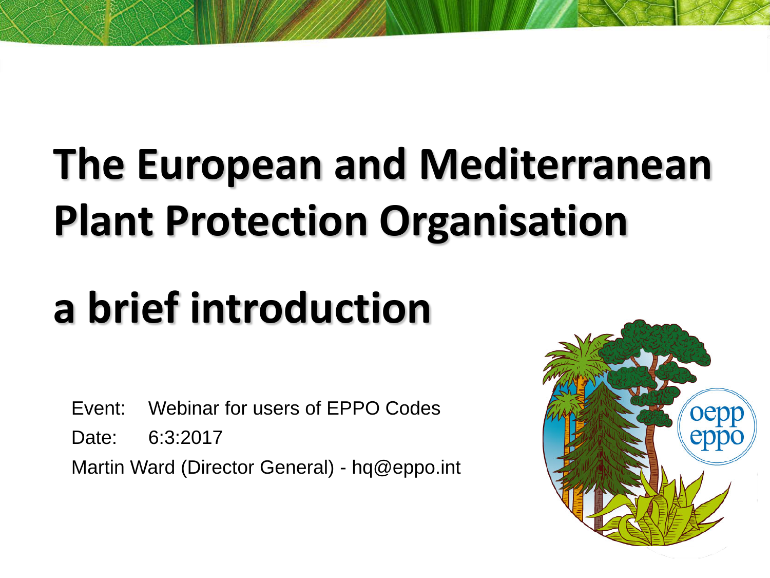# The European and Mediterranean Plant Protection Organisation

# a brief introduction

Event: Webinar for users of EPPO Codes

Date: 6:3:2017

Martin Ward (Director General) - hq@eppo.int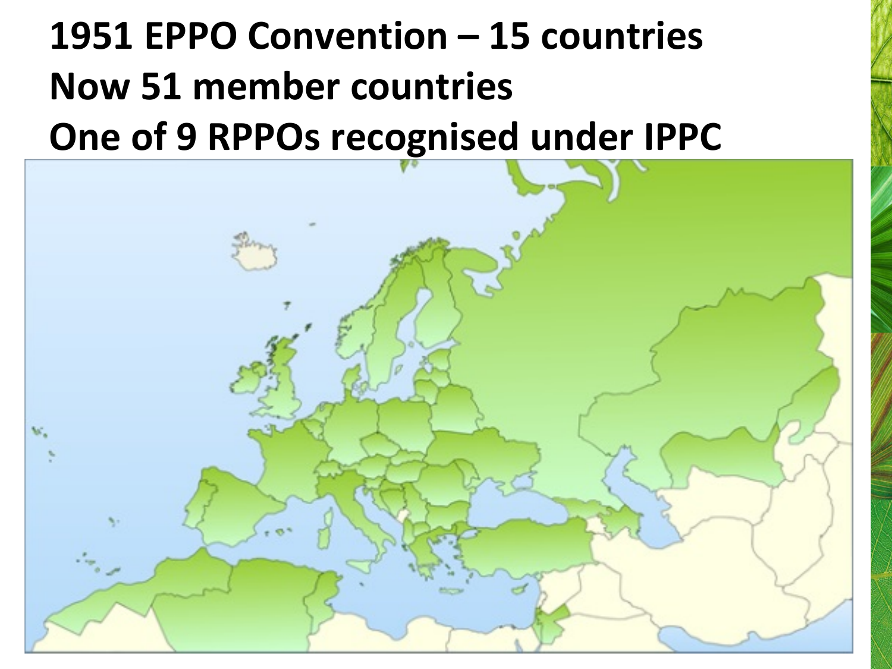**1951 EPPO Convention – 15 countries**

**Now 51 member countries**

**One of 9 RPPOs recognised under IPPC**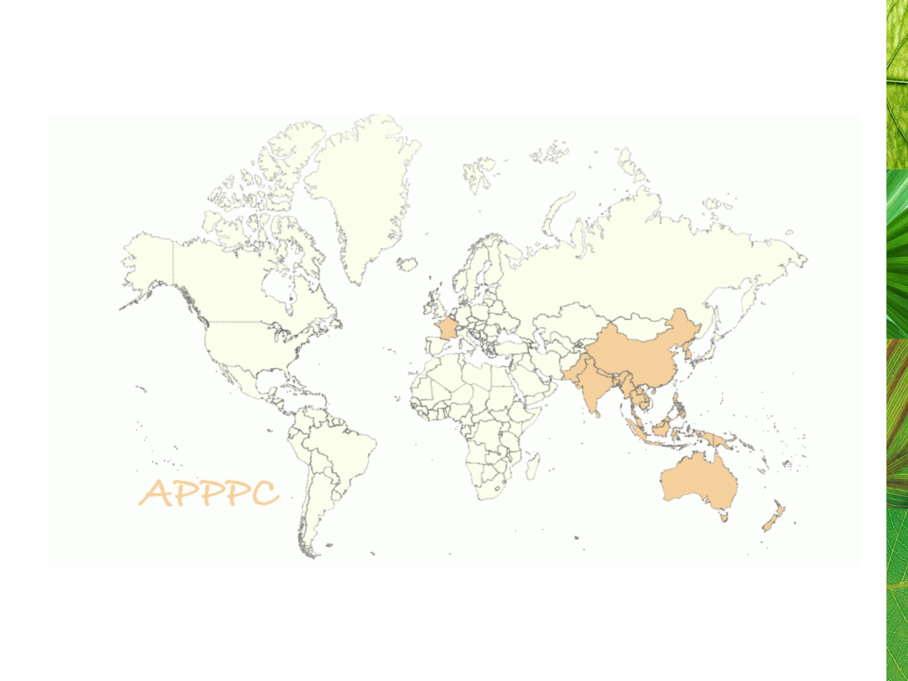APPPC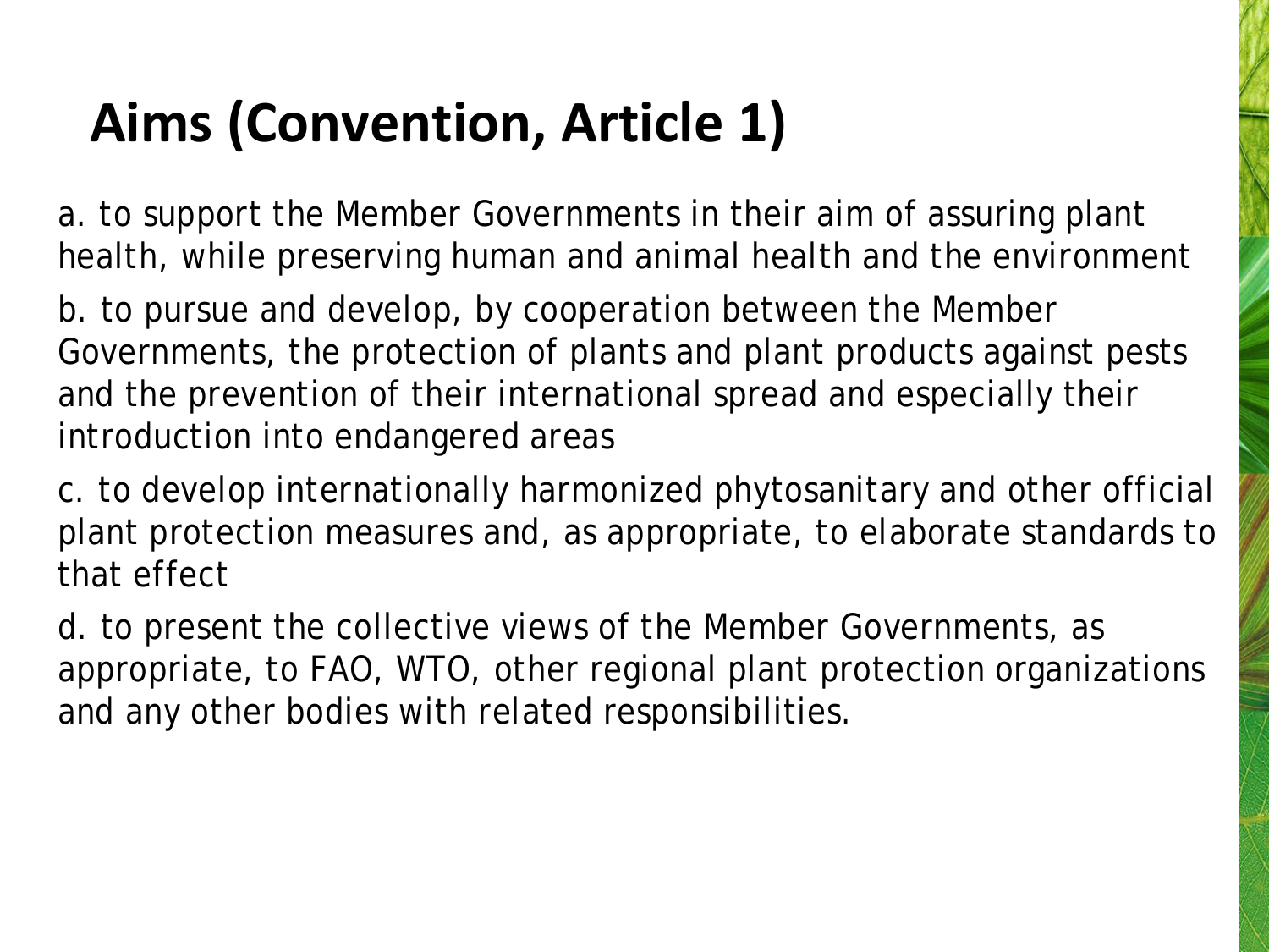# Aims (Convention, Article 1)

a. to support the Member Governments in their aim of assuring plant health, while preserving human and animal health and the environment

b. to pursue and develop, by cooperation between the Member Governments, the protection of plants and plant products against pests and the prevention of their international spread and especially their introduction into endangered areas

c. to develop internationally harmonized phytosanitary and other official plant protection measures and, as appropriate, to elaborate standards to that effect

d. to present the collective views of the Member Governments, as appropriate, to FAO, WTO, other regional plant protection organizations and any other bodies with related responsibilities.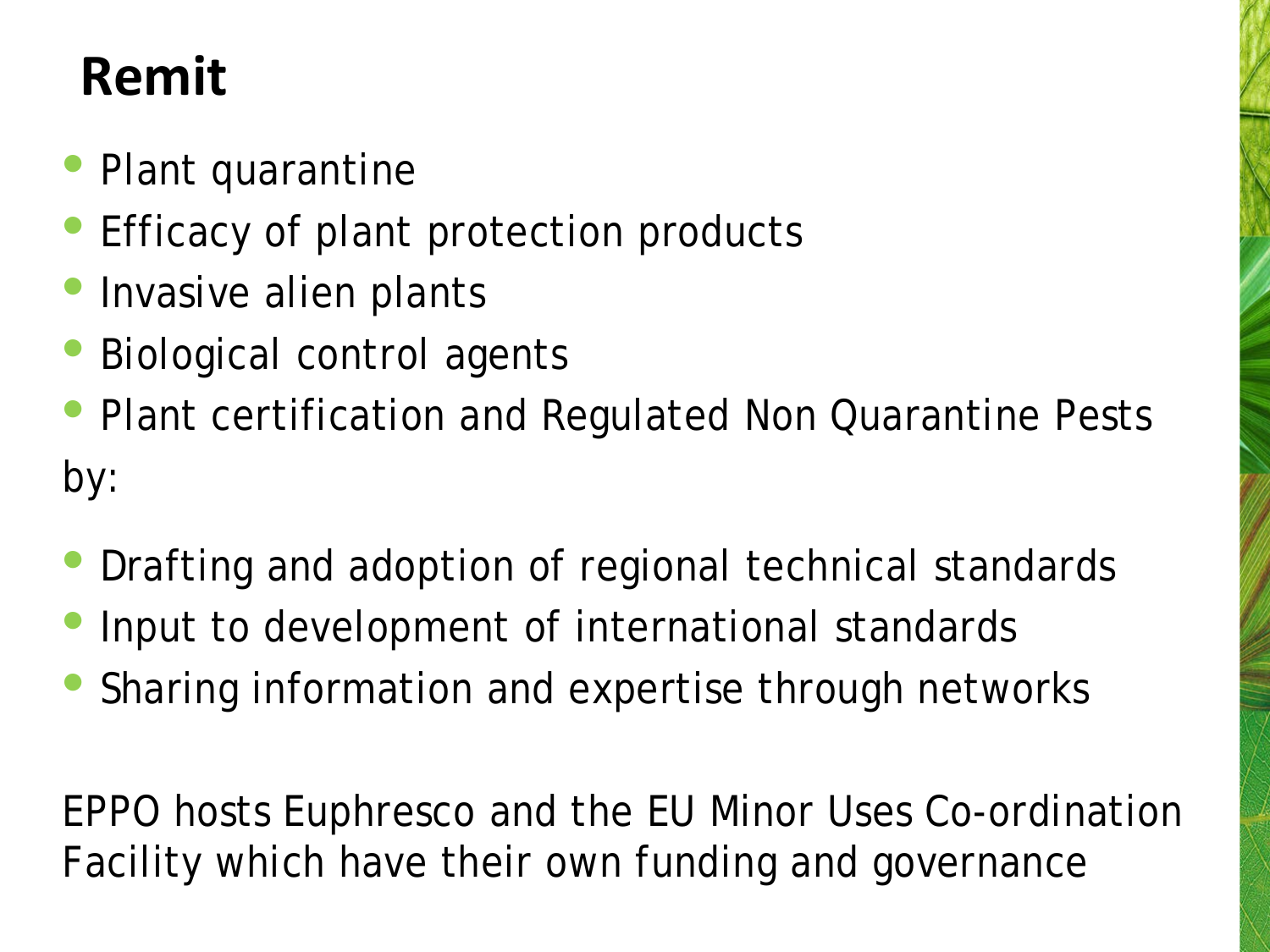# Remit

- Plant quarantine
- Efficacy of plant protection products
- Invasive alien plants
- Biological control agents
- Plant certification and Regulated Non Quarantine Pests

by:

- Drafting and adoption of regional technical standards
- Input to development of international standards
- Sharing information and expertise through networks

EPPO hosts Euphresco and the EU Minor Uses Co-ordination Facility which have their own funding and governance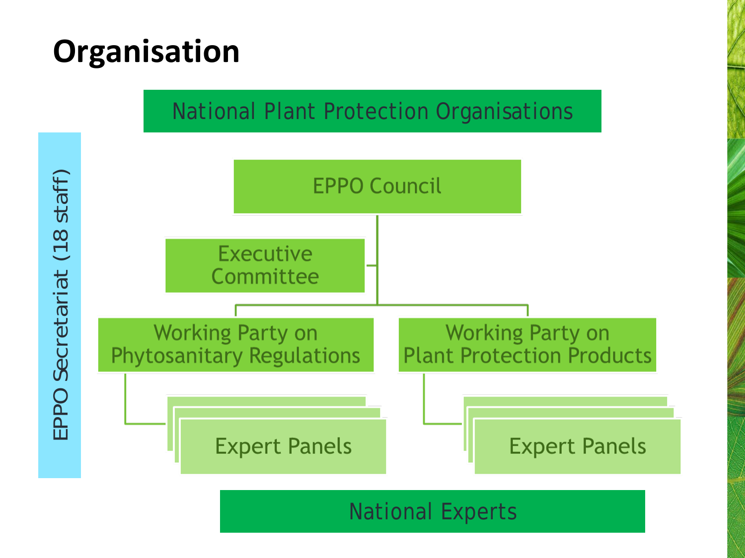# Organisation

National Plant Protection Organisations

EPPO Secretariat (18 staff)

- EPPO Council
  - Executive Committee
  - Working Party on Phytosanitary Regulations
    - Expert Panels
  - Working Party on Plant Protection Products
    - Expert Panels

National Experts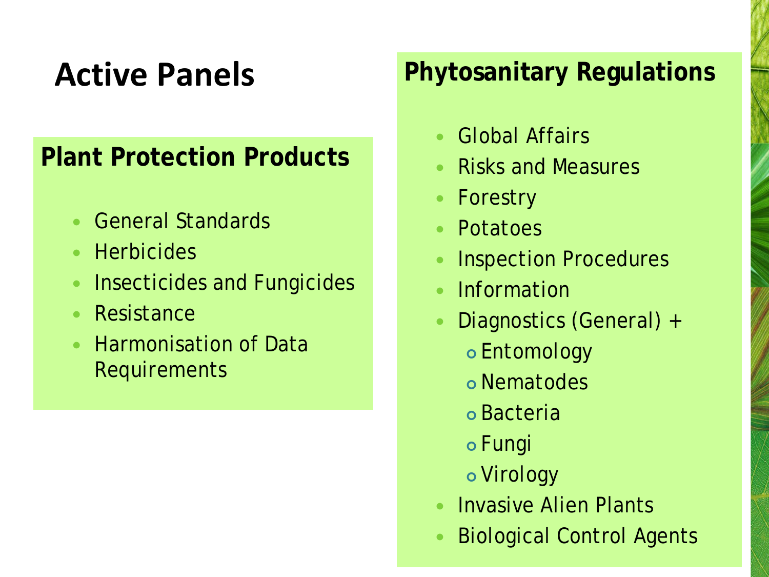# Active Panels

## Plant Protection Products

- General Standards
- Herbicides
- Insecticides and Fungicides
- Resistance
- Harmonisation of Data Requirements

## Phytosanitary Regulations

- Global Affairs
- Risks and Measures
- Forestry
- Potatoes
- Inspection Procedures
- Information
- Diagnostics (General) +
  - Entomology
  - Nematodes
  - Bacteria
  - Fungi
  - Virology
- Invasive Alien Plants
- Biological Control Agents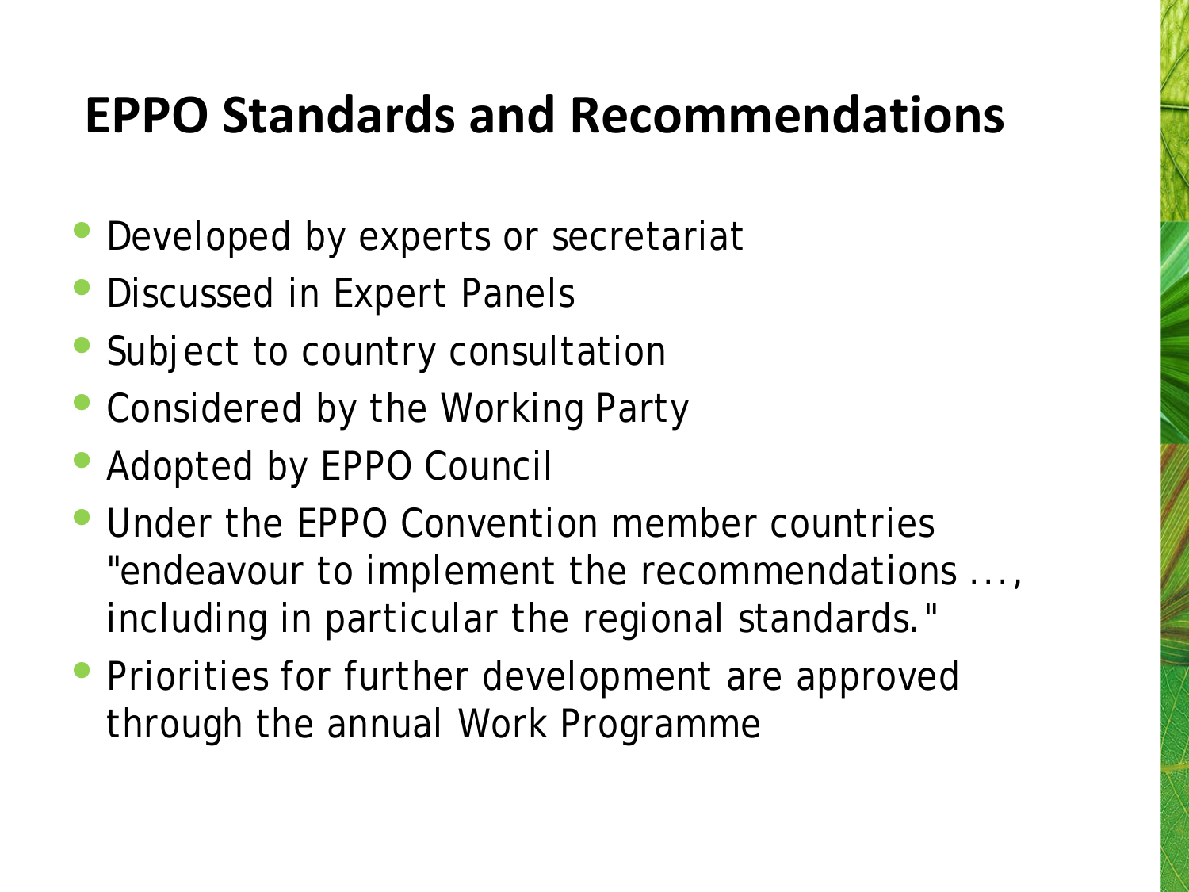# EPPO Standards and Recommendations

- Developed by experts or secretariat
- Discussed in Expert Panels
- Subject to country consultation
- Considered by the Working Party
- Adopted by EPPO Council
- Under the EPPO Convention member countries "endeavour to implement the recommendations ..., including in particular the regional standards."
- Priorities for further development are approved through the annual Work Programme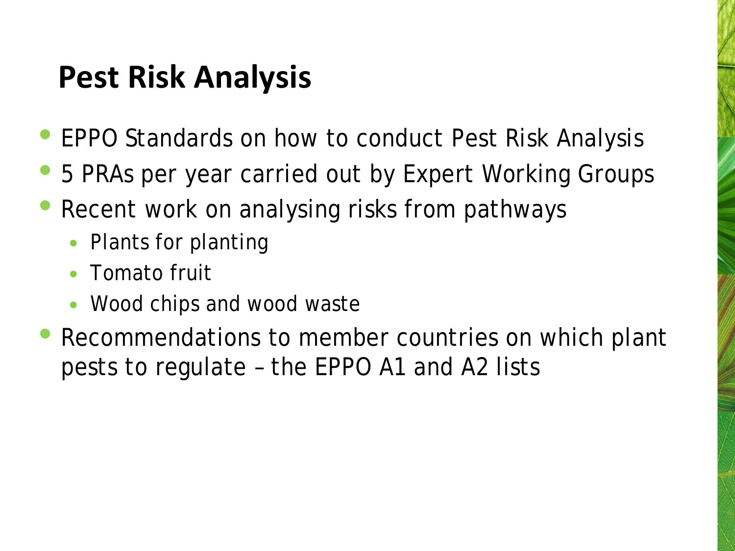# Pest Risk Analysis

- EPPO Standards on how to conduct Pest Risk Analysis
- 5 PRAs per year carried out by Expert Working Groups
- Recent work on analysing risks from pathways
  - Plants for planting
  - Tomato fruit
  - Wood chips and wood waste
- Recommendations to member countries on which plant pests to regulate – the EPPO A1 and A2 lists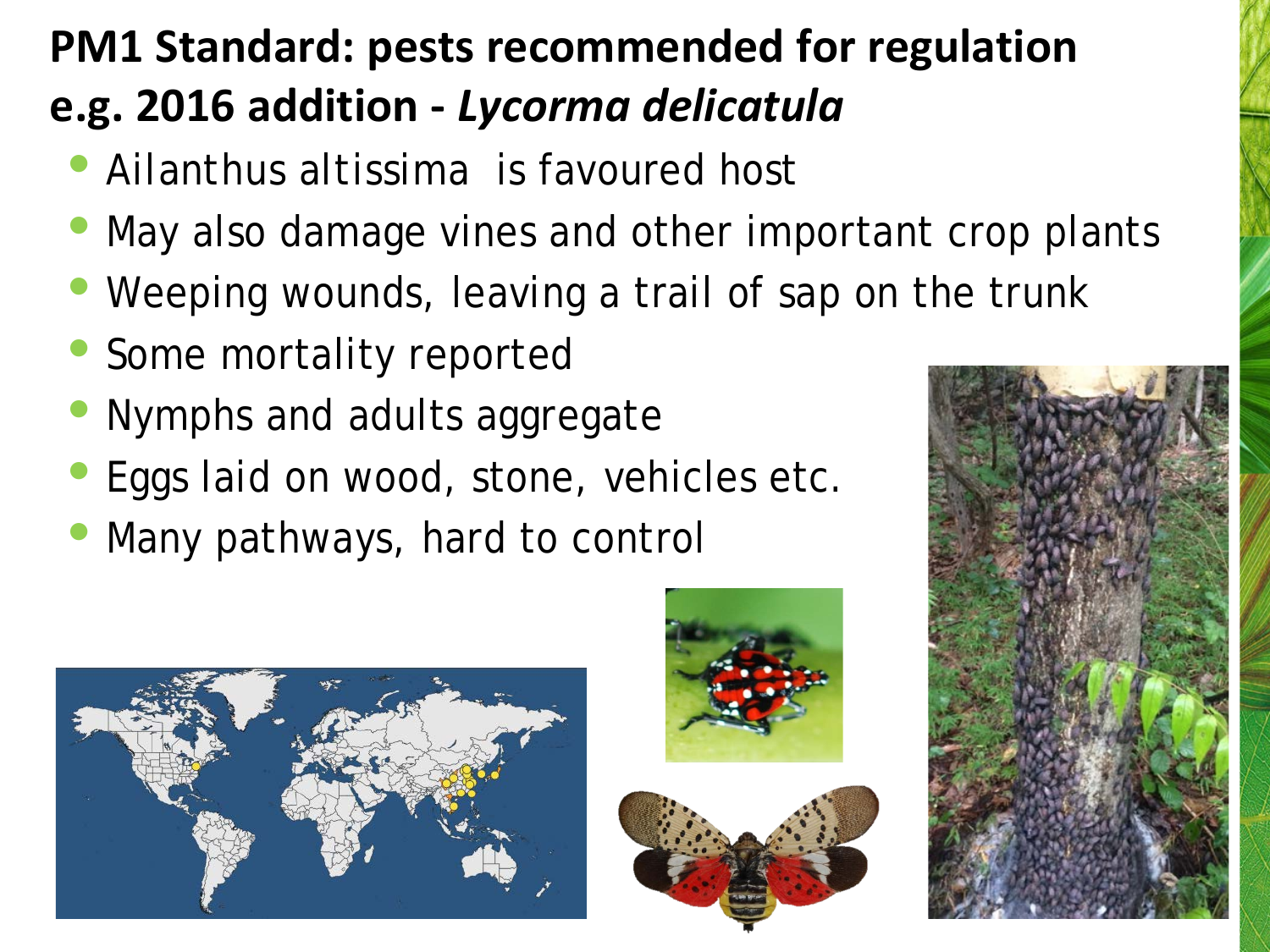# PM1 Standard: pests recommended for regulation e.g. 2016 addition - *Lycorma delicatula*

- Ailanthus altissima is favoured host
- May also damage vines and other important crop plants
- Weeping wounds, leaving a trail of sap on the trunk
- Some mortality reported
- Nymphs and adults aggregate
- Eggs laid on wood, stone, vehicles etc.
- Many pathways, hard to control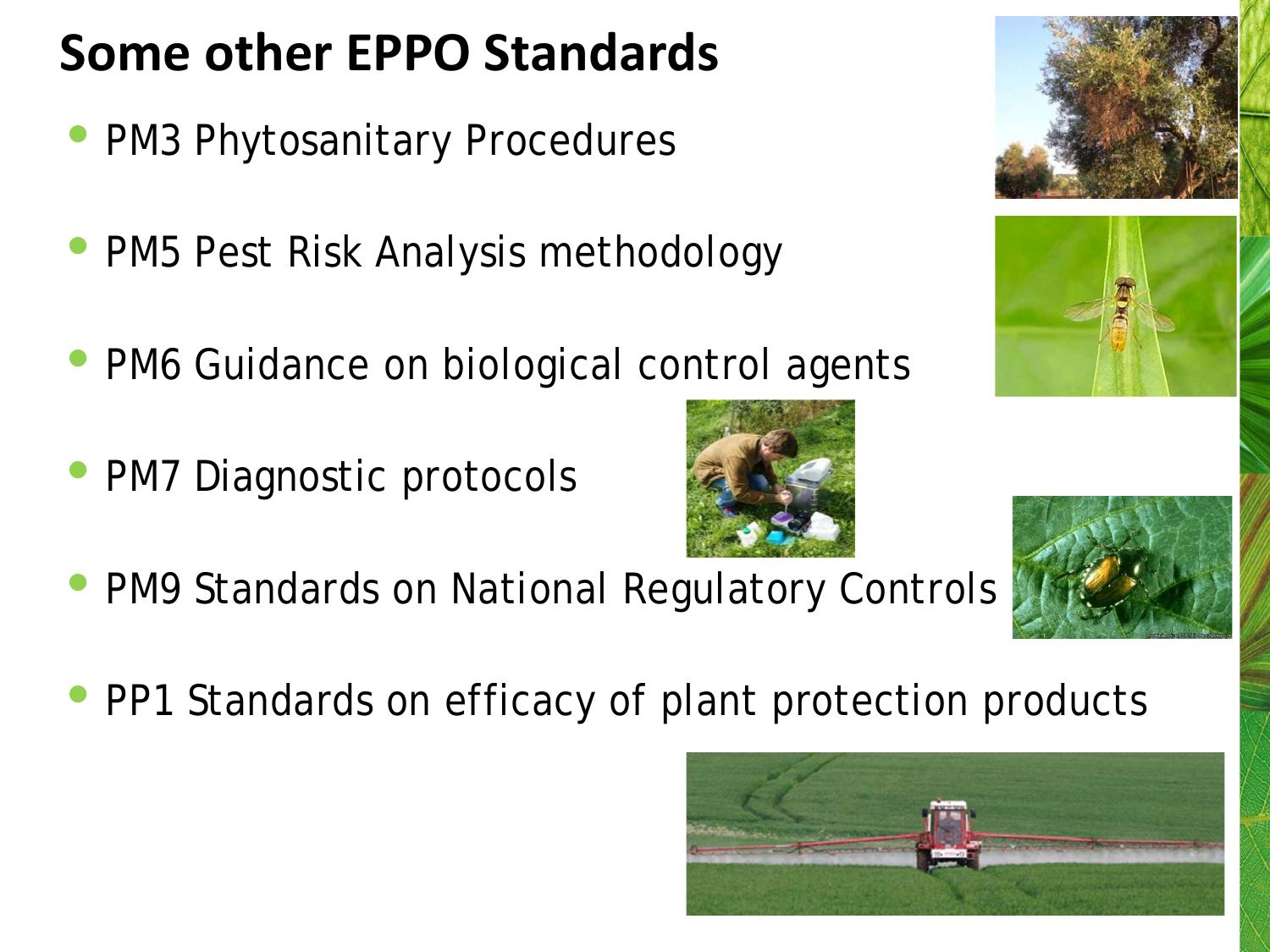# Some other EPPO Standards

- PM3 Phytosanitary Procedures
- PM5 Pest Risk Analysis methodology
- PM6 Guidance on biological control agents
- PM7 Diagnostic protocols
- PM9 Standards on National Regulatory Controls
- PP1 Standards on efficacy of plant protection products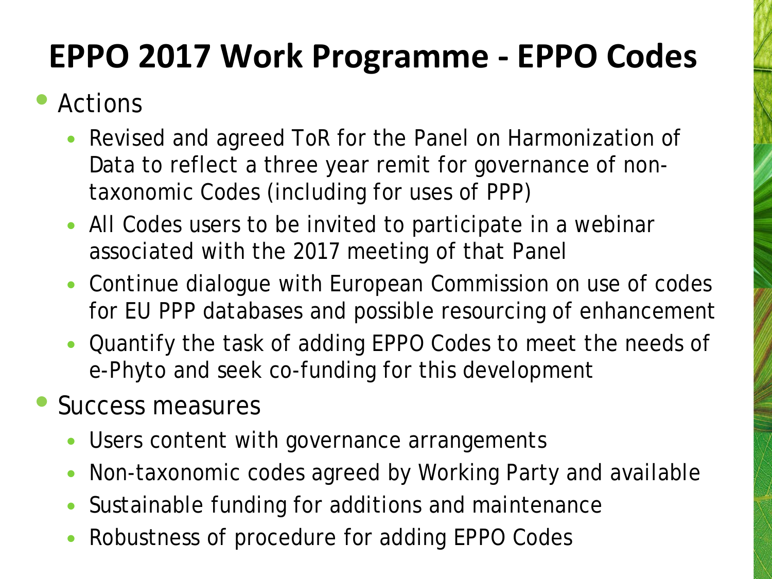# EPPO 2017 Work Programme - EPPO Codes

- Actions
  - Revised and agreed ToR for the Panel on Harmonization of Data to reflect a three year remit for governance of non-taxonomic Codes (including for uses of PPP)
  - All Codes users to be invited to participate in a webinar associated with the 2017 meeting of that Panel
  - Continue dialogue with European Commission on use of codes for EU PPP databases and possible resourcing of enhancement
  - Quantify the task of adding EPPO Codes to meet the needs of e-Phyto and seek co-funding for this development
- Success measures
  - Users content with governance arrangements
  - Non-taxonomic codes agreed by Working Party and available
  - Sustainable funding for additions and maintenance
  - Robustness of procedure for adding EPPO Codes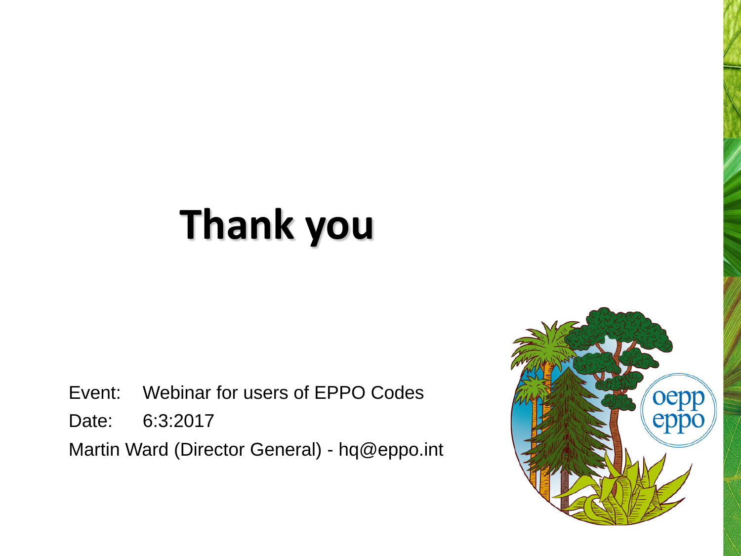# Thank you

Event: Webinar for users of EPPO Codes

Date: 6:3:2017

Martin Ward (Director General) - hq@eppo.int